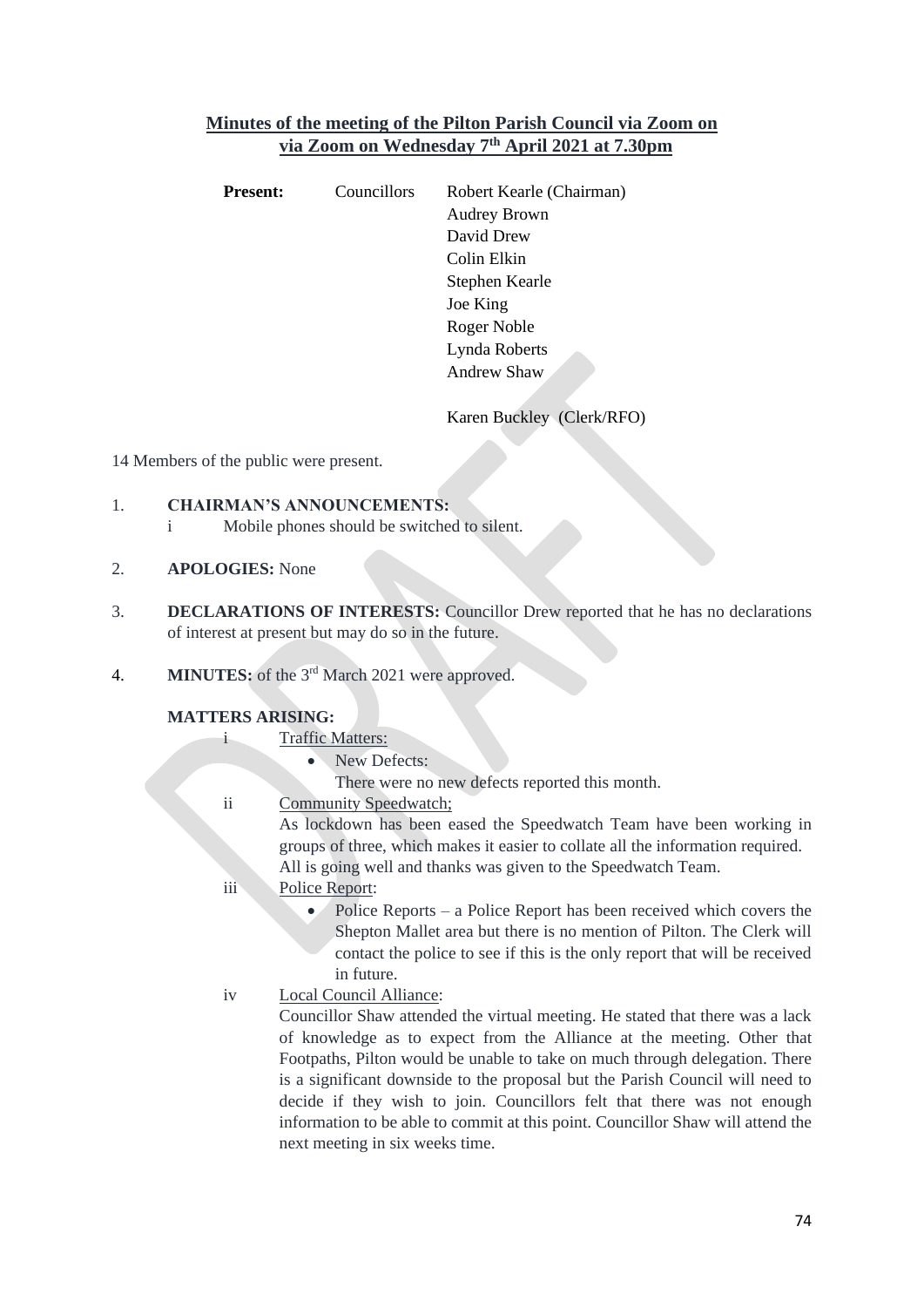## Minutes of the meeting of the Pilton Parish Council via Zoom on via Zoom on Wednesday 7th April 2021 at 7.30pm

**Present:** Councillors Robert Kearle (Chairman)
Audrey Brown
David Drew
Colin Elkin
Stephen Kearle
Joe King
Roger Noble
Lynda Roberts
Andrew Shaw

Karen Buckley (Clerk/RFO)

14 Members of the public were present.

1. **CHAIRMAN'S ANNOUNCEMENTS:**
   i Mobile phones should be switched to silent.

2. **APOLOGIES:** None

3. **DECLARATIONS OF INTERESTS:** Councillor Drew reported that he has no declarations of interest at present but may do so in the future.

4. **MINUTES:** of the 3rd March 2021 were approved.

   **MATTERS ARISING:**

   i Traffic Matters:
   - New Defects:
     There were no new defects reported this month.

   ii Community Speedwatch;
   As lockdown has been eased the Speedwatch Team have been working in groups of three, which makes it easier to collate all the information required. All is going well and thanks was given to the Speedwatch Team.

   iii Police Report:
   - Police Reports – a Police Report has been received which covers the Shepton Mallet area but there is no mention of Pilton. The Clerk will contact the police to see if this is the only report that will be received in future.

   iv Local Council Alliance:
   Councillor Shaw attended the virtual meeting. He stated that there was a lack of knowledge as to expect from the Alliance at the meeting. Other that Footpaths, Pilton would be unable to take on much through delegation. There is a significant downside to the proposal but the Parish Council will need to decide if they wish to join. Councillors felt that there was not enough information to be able to commit at this point. Councillor Shaw will attend the next meeting in six weeks time.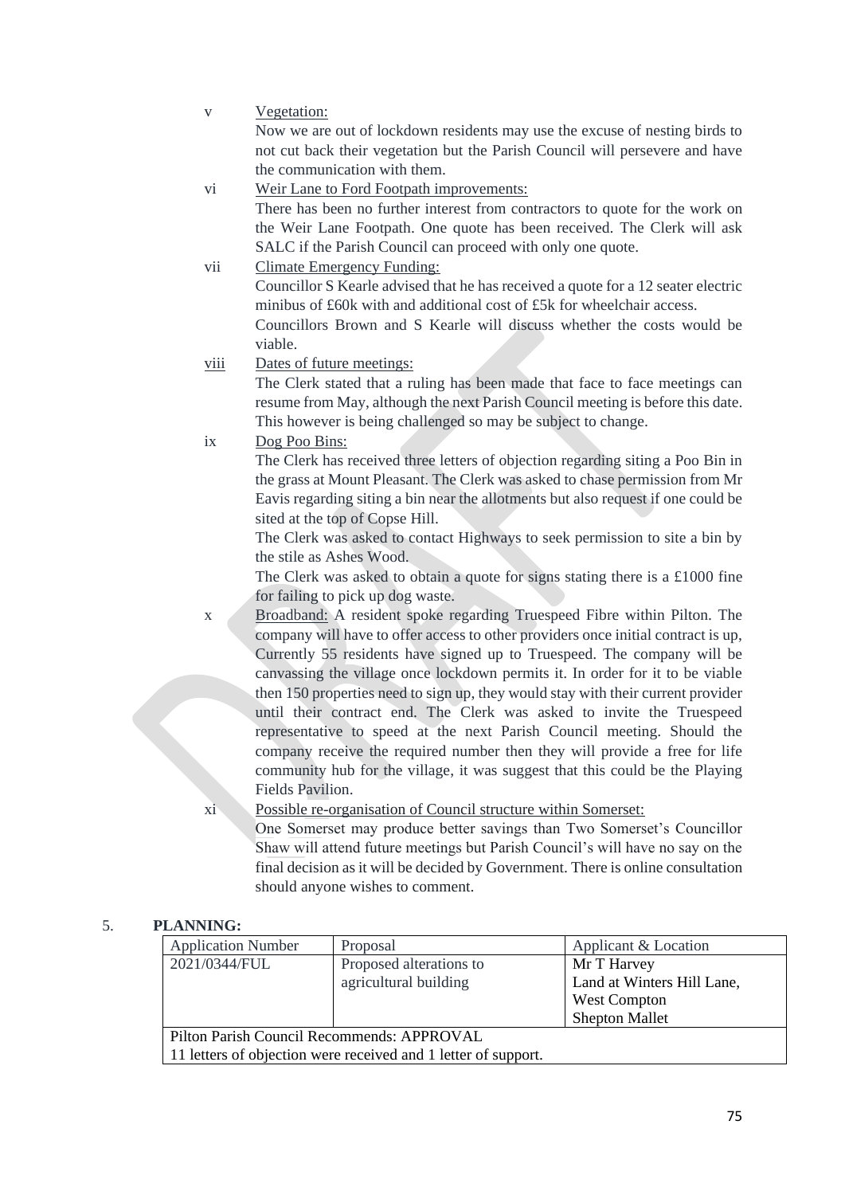v Vegetation:

Now we are out of lockdown residents may use the excuse of nesting birds to not cut back their vegetation but the Parish Council will persevere and have the communication with them.

vi Weir Lane to Ford Footpath improvements:

There has been no further interest from contractors to quote for the work on the Weir Lane Footpath. One quote has been received. The Clerk will ask SALC if the Parish Council can proceed with only one quote.

vii Climate Emergency Funding:

Councillor S Kearle advised that he has received a quote for a 12 seater electric minibus of £60k with and additional cost of £5k for wheelchair access.

Councillors Brown and S Kearle will discuss whether the costs would be viable.

viii Dates of future meetings:

The Clerk stated that a ruling has been made that face to face meetings can resume from May, although the next Parish Council meeting is before this date. This however is being challenged so may be subject to change.

ix Dog Poo Bins:

The Clerk has received three letters of objection regarding siting a Poo Bin in the grass at Mount Pleasant. The Clerk was asked to chase permission from Mr Eavis regarding siting a bin near the allotments but also request if one could be sited at the top of Copse Hill.

The Clerk was asked to contact Highways to seek permission to site a bin by the stile as Ashes Wood.

The Clerk was asked to obtain a quote for signs stating there is a £1000 fine for failing to pick up dog waste.

x Broadband: A resident spoke regarding Truespeed Fibre within Pilton. The company will have to offer access to other providers once initial contract is up, Currently 55 residents have signed up to Truespeed. The company will be canvassing the village once lockdown permits it. In order for it to be viable then 150 properties need to sign up, they would stay with their current provider until their contract end. The Clerk was asked to invite the Truespeed representative to speed at the next Parish Council meeting. Should the company receive the required number then they will provide a free for life community hub for the village, it was suggest that this could be the Playing Fields Pavilion.

xi Possible re-organisation of Council structure within Somerset:

One Somerset may produce better savings than Two Somerset's Councillor Shaw will attend future meetings but Parish Council's will have no say on the final decision as it will be decided by Government. There is online consultation should anyone wishes to comment.

5. **PLANNING:**

| Application Number | Proposal | Applicant & Location |
|---|---|---|
| 2021/0344/FUL | Proposed alterations to agricultural building | Mr T Harvey<br>Land at Winters Hill Lane,<br>West Compton<br>Shepton Mallet |
| Pilton Parish Council Recommends: APPROVAL<br>11 letters of objection were received and 1 letter of support. | | |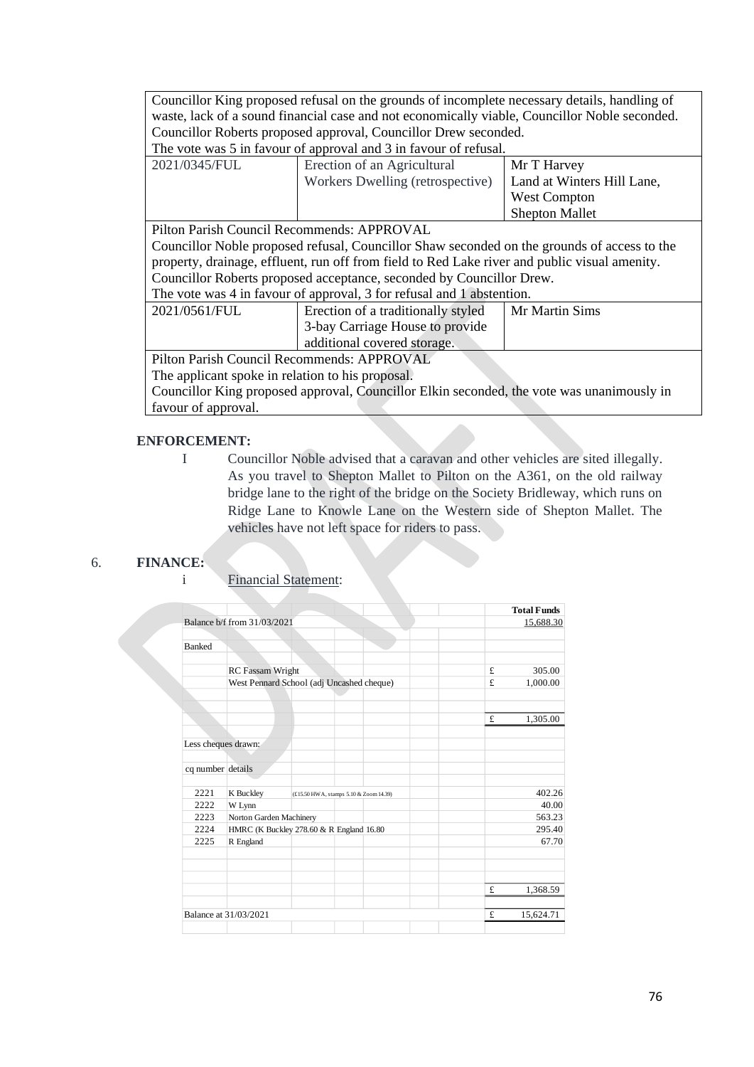| | | |
|---|---|---|
| Councillor King proposed refusal on the grounds of incomplete necessary details, handling of waste, lack of a sound financial case and not economically viable, Councillor Noble seconded. Councillor Roberts proposed approval, Councillor Drew seconded. The vote was 5 in favour of approval and 3 in favour of refusal. | | |
| 2021/0345/FUL | Erection of an Agricultural Workers Dwelling (retrospective) | Mr T Harvey Land at Winters Hill Lane, West Compton Shepton Mallet |
| Pilton Parish Council Recommends: APPROVAL<br>Councillor Noble proposed refusal, Councillor Shaw seconded on the grounds of access to the property, drainage, effluent, run off from field to Red Lake river and public visual amenity.<br>Councillor Roberts proposed acceptance, seconded by Councillor Drew.<br>The vote was 4 in favour of approval, 3 for refusal and 1 abstention. | | |
| 2021/0561/FUL | Erection of a traditionally styled 3-bay Carriage House to provide additional covered storage. | Mr Martin Sims |
| Pilton Parish Council Recommends: APPROVAL<br>The applicant spoke in relation to his proposal.<br>Councillor King proposed approval, Councillor Elkin seconded, the vote was unanimously in favour of approval. | | |

**ENFORCEMENT:**

I Councillor Noble advised that a caravan and other vehicles are sited illegally. As you travel to Shepton Mallet to Pilton on the A361, on the old railway bridge lane to the right of the bridge on the Society Bridleway, which runs on Ridge Lane to Knowle Lane on the Western side of Shepton Mallet. The vehicles have not left space for riders to pass.

6. **FINANCE:**

i Financial Statement:

| | | | | **Total Funds** |
|---|---|---|---|---|
| Balance b/f from 31/03/2021 | | | | 15,688.30 |
| Banked | | | | |
| | RC Fassam Wright | | £ | 305.00 |
| | West Pennard School (adj Uncashed cheque) | | £ | 1,000.00 |
| | | | £ | 1,305.00 |
| Less cheques drawn: | | | | |
| cq number | details | | | |
| 2221 | K Buckley | (£15.50 HWA, stamps 5.10 & Zoom 14.39) | | 402.26 |
| 2222 | W Lynn | | | 40.00 |
| 2223 | Norton Garden Machinery | | | 563.23 |
| 2224 | HMRC (K Buckley 278.60 & R England 16.80 | | | 295.40 |
| 2225 | R England | | | 67.70 |
| | | | £ | 1,368.59 |
| Balance at 31/03/2021 | | | £ | 15,624.71 |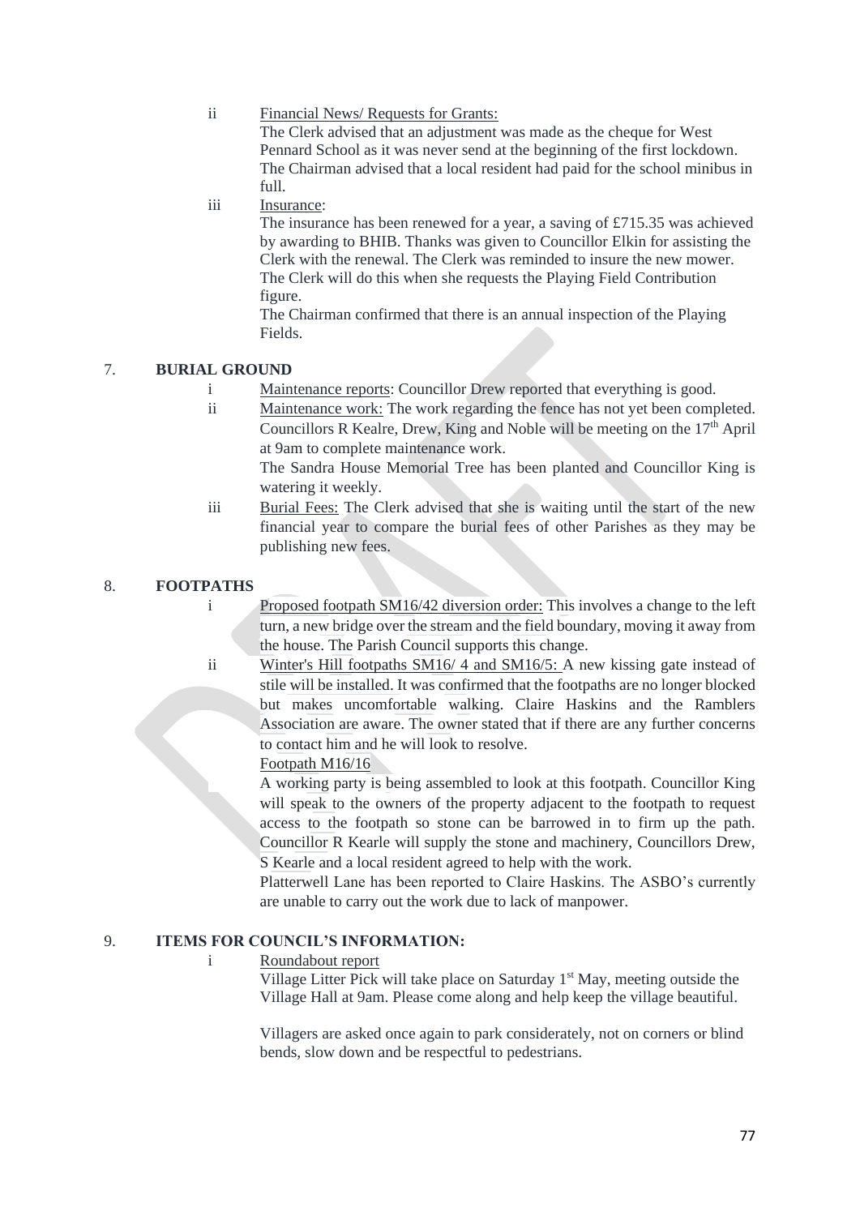ii Financial News/ Requests for Grants:

The Clerk advised that an adjustment was made as the cheque for West Pennard School as it was never send at the beginning of the first lockdown. The Chairman advised that a local resident had paid for the school minibus in full.

iii Insurance:

The insurance has been renewed for a year, a saving of £715.35 was achieved by awarding to BHIB. Thanks was given to Councillor Elkin for assisting the Clerk with the renewal. The Clerk was reminded to insure the new mower. The Clerk will do this when she requests the Playing Field Contribution figure.

The Chairman confirmed that there is an annual inspection of the Playing Fields.

## 7. BURIAL GROUND

i Maintenance reports: Councillor Drew reported that everything is good.

ii Maintenance work: The work regarding the fence has not yet been completed. Councillors R Kealre, Drew, King and Noble will be meeting on the 17th April at 9am to complete maintenance work.

The Sandra House Memorial Tree has been planted and Councillor King is watering it weekly.

iii Burial Fees: The Clerk advised that she is waiting until the start of the new financial year to compare the burial fees of other Parishes as they may be publishing new fees.

## 8. FOOTPATHS

i Proposed footpath SM16/42 diversion order: This involves a change to the left turn, a new bridge over the stream and the field boundary, moving it away from the house. The Parish Council supports this change.

ii Winter's Hill footpaths SM16/ 4 and SM16/5: A new kissing gate instead of stile will be installed. It was confirmed that the footpaths are no longer blocked but makes uncomfortable walking. Claire Haskins and the Ramblers Association are aware. The owner stated that if there are any further concerns to contact him and he will look to resolve.

Footpath M16/16

A working party is being assembled to look at this footpath. Councillor King will speak to the owners of the property adjacent to the footpath to request access to the footpath so stone can be barrowed in to firm up the path. Councillor R Kearle will supply the stone and machinery, Councillors Drew, S Kearle and a local resident agreed to help with the work.

Platterwell Lane has been reported to Claire Haskins. The ASBO's currently are unable to carry out the work due to lack of manpower.

## 9. ITEMS FOR COUNCIL'S INFORMATION:

i Roundabout report

Village Litter Pick will take place on Saturday 1st May, meeting outside the Village Hall at 9am. Please come along and help keep the village beautiful.

Villagers are asked once again to park considerately, not on corners or blind bends, slow down and be respectful to pedestrians.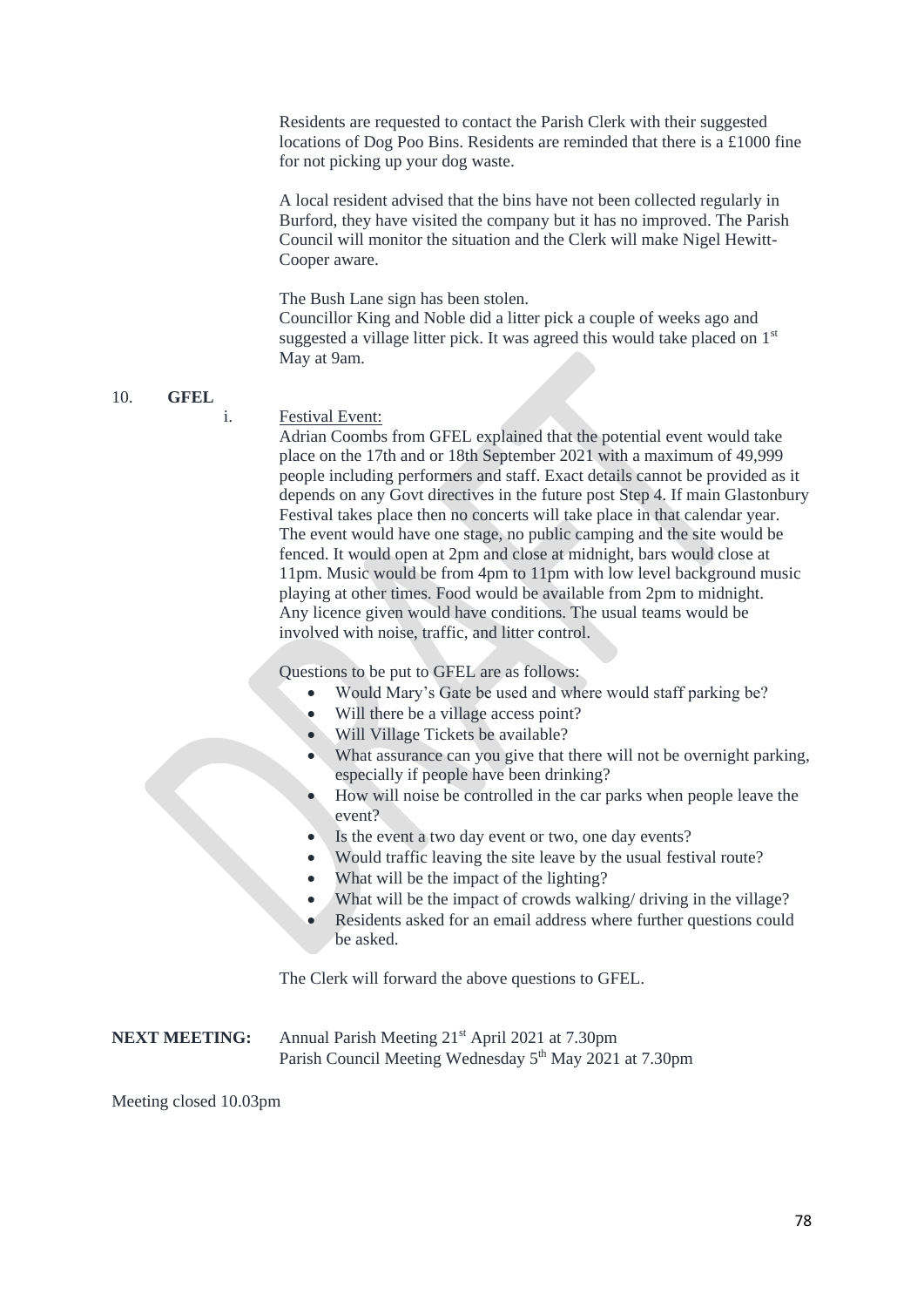Residents are requested to contact the Parish Clerk with their suggested locations of Dog Poo Bins. Residents are reminded that there is a £1000 fine for not picking up your dog waste.

A local resident advised that the bins have not been collected regularly in Burford, they have visited the company but it has no improved. The Parish Council will monitor the situation and the Clerk will make Nigel Hewitt-Cooper aware.

The Bush Lane sign has been stolen.
Councillor King and Noble did a litter pick a couple of weeks ago and suggested a village litter pick. It was agreed this would take placed on 1st May at 9am.

10. **GFEL**

i. Festival Event:

Adrian Coombs from GFEL explained that the potential event would take place on the 17th and or 18th September 2021 with a maximum of 49,999 people including performers and staff. Exact details cannot be provided as it depends on any Govt directives in the future post Step 4. If main Glastonbury Festival takes place then no concerts will take place in that calendar year. The event would have one stage, no public camping and the site would be fenced. It would open at 2pm and close at midnight, bars would close at 11pm. Music would be from 4pm to 11pm with low level background music playing at other times. Food would be available from 2pm to midnight. Any licence given would have conditions. The usual teams would be involved with noise, traffic, and litter control.

Questions to be put to GFEL are as follows:

- Would Mary's Gate be used and where would staff parking be?
- Will there be a village access point?
- Will Village Tickets be available?
- What assurance can you give that there will not be overnight parking, especially if people have been drinking?
- How will noise be controlled in the car parks when people leave the event?
- Is the event a two day event or two, one day events?
- Would traffic leaving the site leave by the usual festival route?
- What will be the impact of the lighting?
- What will be the impact of crowds walking/ driving in the village?
- Residents asked for an email address where further questions could be asked.

The Clerk will forward the above questions to GFEL.

**NEXT MEETING:** Annual Parish Meeting 21st April 2021 at 7.30pm
Parish Council Meeting Wednesday 5th May 2021 at 7.30pm

Meeting closed 10.03pm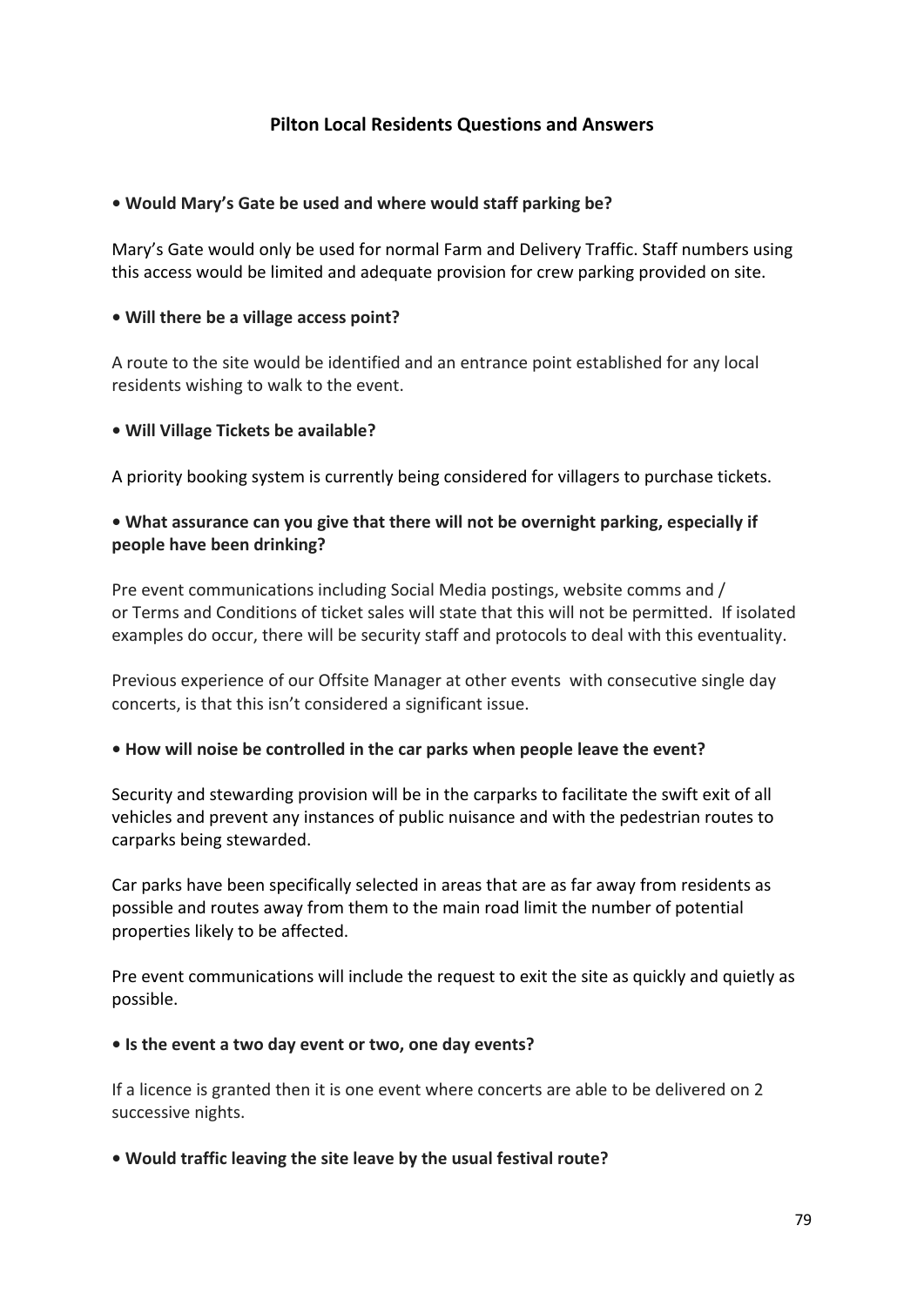## Pilton Local Residents Questions and Answers

**• Would Mary's Gate be used and where would staff parking be?**

Mary's Gate would only be used for normal Farm and Delivery Traffic. Staff numbers using this access would be limited and adequate provision for crew parking provided on site.

**• Will there be a village access point?**

A route to the site would be identified and an entrance point established for any local residents wishing to walk to the event.

**• Will Village Tickets be available?**

A priority booking system is currently being considered for villagers to purchase tickets.

**• What assurance can you give that there will not be overnight parking, especially if people have been drinking?**

Pre event communications including Social Media postings, website comms and / or Terms and Conditions of ticket sales will state that this will not be permitted. If isolated examples do occur, there will be security staff and protocols to deal with this eventuality.

Previous experience of our Offsite Manager at other events with consecutive single day concerts, is that this isn't considered a significant issue.

**• How will noise be controlled in the car parks when people leave the event?**

Security and stewarding provision will be in the carparks to facilitate the swift exit of all vehicles and prevent any instances of public nuisance and with the pedestrian routes to carparks being stewarded.

Car parks have been specifically selected in areas that are as far away from residents as possible and routes away from them to the main road limit the number of potential properties likely to be affected.

Pre event communications will include the request to exit the site as quickly and quietly as possible.

**• Is the event a two day event or two, one day events?**

If a licence is granted then it is one event where concerts are able to be delivered on 2 successive nights.

**• Would traffic leaving the site leave by the usual festival route?**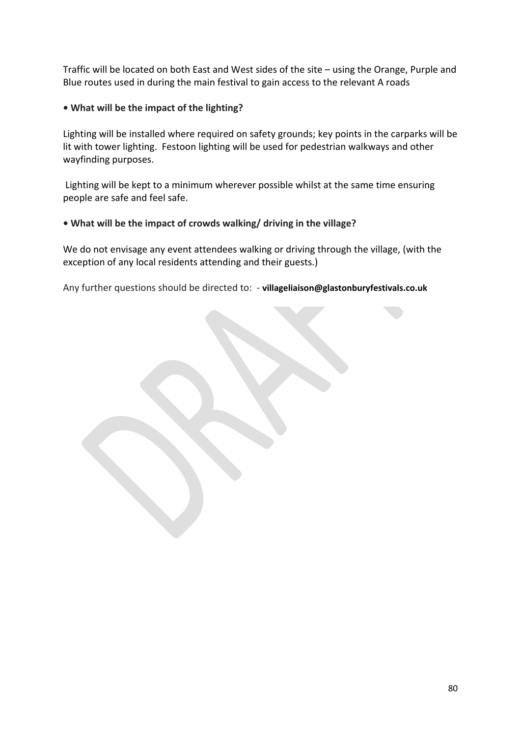Traffic will be located on both East and West sides of the site – using the Orange, Purple and Blue routes used in during the main festival to gain access to the relevant A roads

**• What will be the impact of the lighting?**

Lighting will be installed where required on safety grounds; key points in the carparks will be lit with tower lighting. Festoon lighting will be used for pedestrian walkways and other wayfinding purposes.

Lighting will be kept to a minimum wherever possible whilst at the same time ensuring people are safe and feel safe.

**• What will be the impact of crowds walking/ driving in the village?**

We do not envisage any event attendees walking or driving through the village, (with the exception of any local residents attending and their guests.)

Any further questions should be directed to: - **villageliaison@glastonburyfestivals.co.uk**